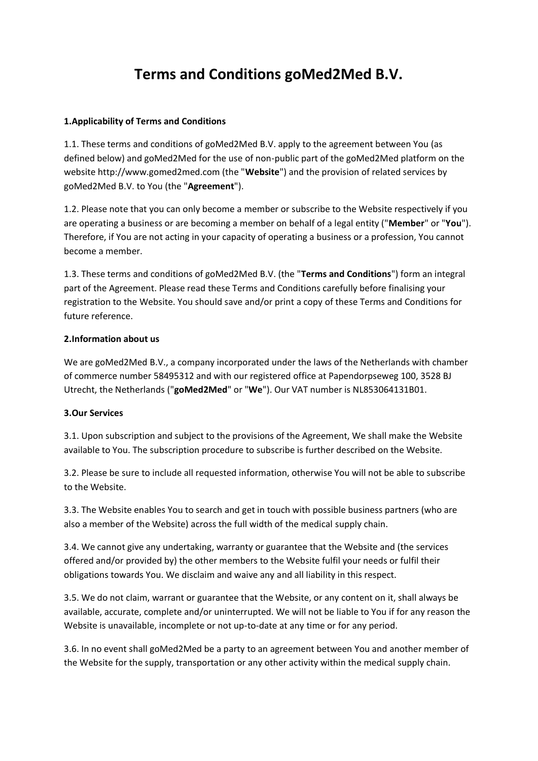# Terms and Conditions goMed2Med B.V.

**1.Applicability of Terms and Conditions**

1.1. These terms and conditions of goMed2Med B.V. apply to the agreement between You (as defined below) and goMed2Med for the use of non-public part of the goMed2Med platform on the website http://www.gomed2med.com (the "**Website**") and the provision of related services by goMed2Med B.V. to You (the "**Agreement**").

1.2. Please note that you can only become a member or subscribe to the Website respectively if you are operating a business or are becoming a member on behalf of a legal entity ("**Member**" or "**You**"). Therefore, if You are not acting in your capacity of operating a business or a profession, You cannot become a member.

1.3. These terms and conditions of goMed2Med B.V. (the "**Terms and Conditions**") form an integral part of the Agreement. Please read these Terms and Conditions carefully before finalising your registration to the Website. You should save and/or print a copy of these Terms and Conditions for future reference.

**2.Information about us**

We are goMed2Med B.V., a company incorporated under the laws of the Netherlands with chamber of commerce number 58495312 and with our registered office at Papendorpseweg 100, 3528 BJ Utrecht, the Netherlands ("**goMed2Med**" or "**We**"). Our VAT number is NL853064131B01.

**3.Our Services**

3.1. Upon subscription and subject to the provisions of the Agreement, We shall make the Website available to You. The subscription procedure to subscribe is further described on the Website.

3.2. Please be sure to include all requested information, otherwise You will not be able to subscribe to the Website.

3.3. The Website enables You to search and get in touch with possible business partners (who are also a member of the Website) across the full width of the medical supply chain.

3.4. We cannot give any undertaking, warranty or guarantee that the Website and (the services offered and/or provided by) the other members to the Website fulfil your needs or fulfil their obligations towards You. We disclaim and waive any and all liability in this respect.

3.5. We do not claim, warrant or guarantee that the Website, or any content on it, shall always be available, accurate, complete and/or uninterrupted. We will not be liable to You if for any reason the Website is unavailable, incomplete or not up-to-date at any time or for any period.

3.6. In no event shall goMed2Med be a party to an agreement between You and another member of the Website for the supply, transportation or any other activity within the medical supply chain.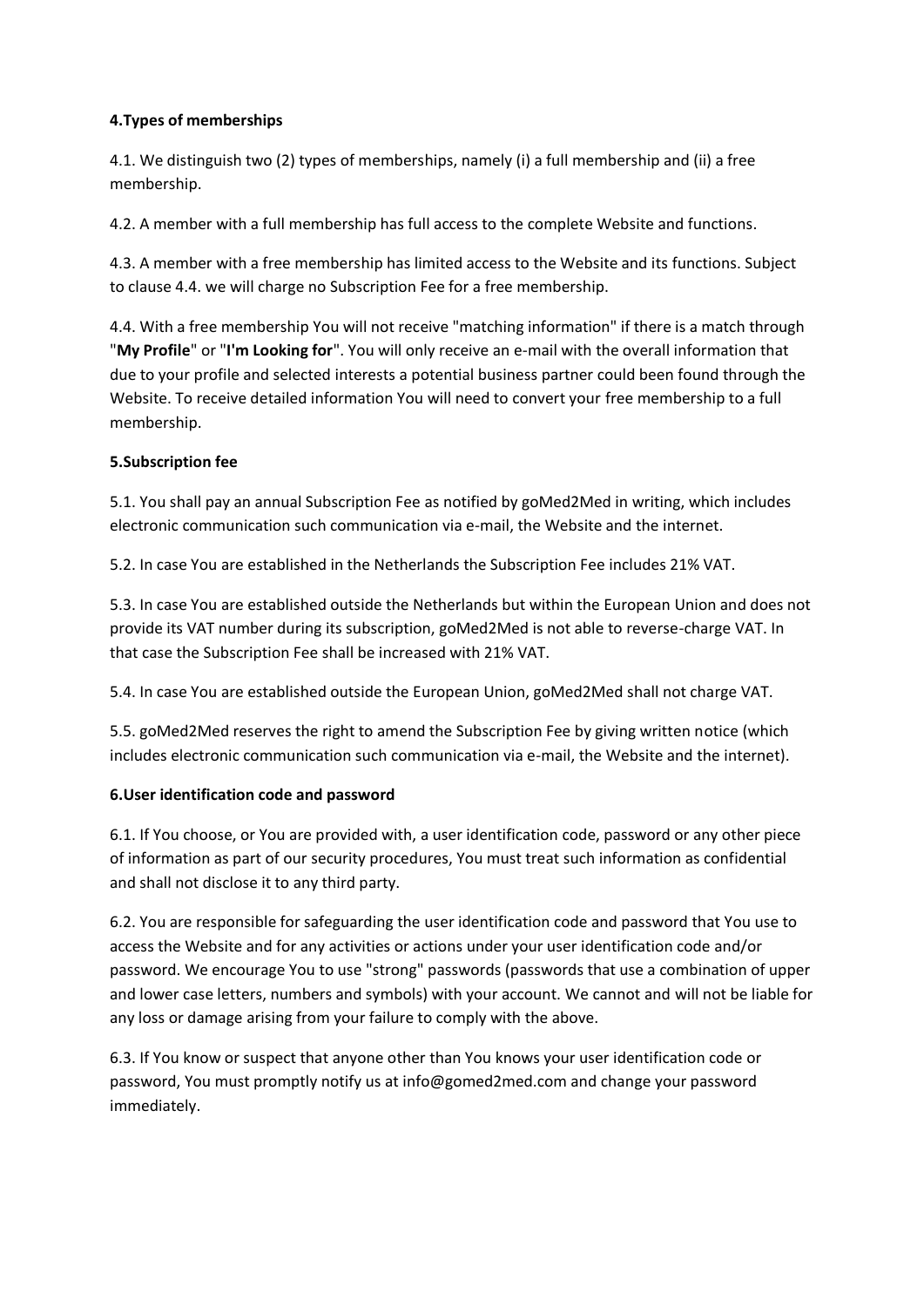**4.Types of memberships**

4.1. We distinguish two (2) types of memberships, namely (i) a full membership and (ii) a free membership.

4.2. A member with a full membership has full access to the complete Website and functions.

4.3. A member with a free membership has limited access to the Website and its functions. Subject to clause 4.4. we will charge no Subscription Fee for a free membership.

4.4. With a free membership You will not receive "matching information" if there is a match through "**My Profile**" or "**I'm Looking for**". You will only receive an e-mail with the overall information that due to your profile and selected interests a potential business partner could been found through the Website. To receive detailed information You will need to convert your free membership to a full membership.

**5.Subscription fee**

5.1. You shall pay an annual Subscription Fee as notified by goMed2Med in writing, which includes electronic communication such communication via e-mail, the Website and the internet.

5.2. In case You are established in the Netherlands the Subscription Fee includes 21% VAT.

5.3. In case You are established outside the Netherlands but within the European Union and does not provide its VAT number during its subscription, goMed2Med is not able to reverse-charge VAT. In that case the Subscription Fee shall be increased with 21% VAT.

5.4. In case You are established outside the European Union, goMed2Med shall not charge VAT.

5.5. goMed2Med reserves the right to amend the Subscription Fee by giving written notice (which includes electronic communication such communication via e-mail, the Website and the internet).

**6.User identification code and password**

6.1. If You choose, or You are provided with, a user identification code, password or any other piece of information as part of our security procedures, You must treat such information as confidential and shall not disclose it to any third party.

6.2. You are responsible for safeguarding the user identification code and password that You use to access the Website and for any activities or actions under your user identification code and/or password. We encourage You to use "strong" passwords (passwords that use a combination of upper and lower case letters, numbers and symbols) with your account. We cannot and will not be liable for any loss or damage arising from your failure to comply with the above.

6.3. If You know or suspect that anyone other than You knows your user identification code or password, You must promptly notify us at info@gomed2med.com and change your password immediately.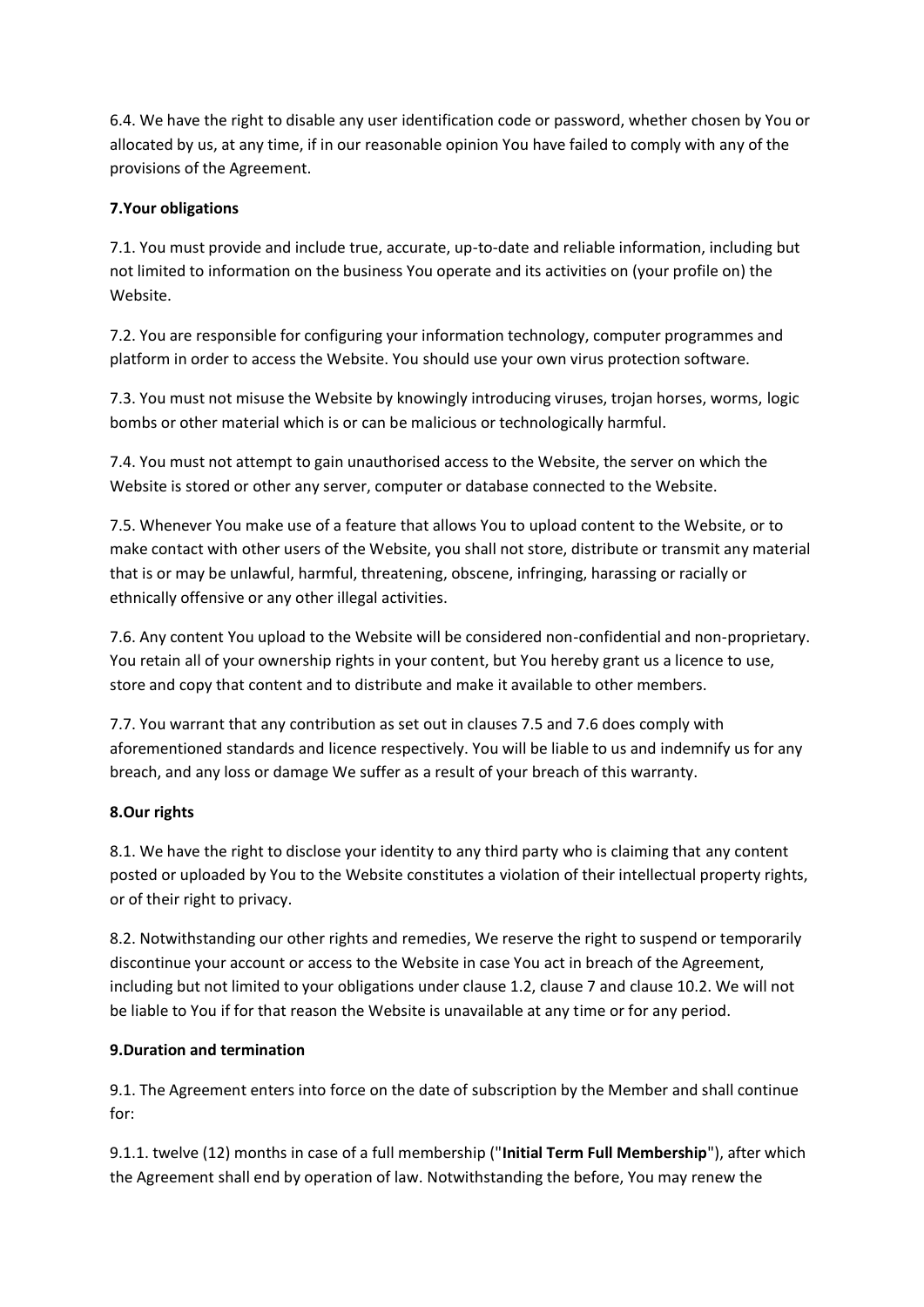6.4. We have the right to disable any user identification code or password, whether chosen by You or allocated by us, at any time, if in our reasonable opinion You have failed to comply with any of the provisions of the Agreement.

**7.Your obligations**

7.1. You must provide and include true, accurate, up-to-date and reliable information, including but not limited to information on the business You operate and its activities on (your profile on) the Website.

7.2. You are responsible for configuring your information technology, computer programmes and platform in order to access the Website. You should use your own virus protection software.

7.3. You must not misuse the Website by knowingly introducing viruses, trojan horses, worms, logic bombs or other material which is or can be malicious or technologically harmful.

7.4. You must not attempt to gain unauthorised access to the Website, the server on which the Website is stored or other any server, computer or database connected to the Website.

7.5. Whenever You make use of a feature that allows You to upload content to the Website, or to make contact with other users of the Website, you shall not store, distribute or transmit any material that is or may be unlawful, harmful, threatening, obscene, infringing, harassing or racially or ethnically offensive or any other illegal activities.

7.6. Any content You upload to the Website will be considered non-confidential and non-proprietary. You retain all of your ownership rights in your content, but You hereby grant us a licence to use, store and copy that content and to distribute and make it available to other members.

7.7. You warrant that any contribution as set out in clauses 7.5 and 7.6 does comply with aforementioned standards and licence respectively. You will be liable to us and indemnify us for any breach, and any loss or damage We suffer as a result of your breach of this warranty.

**8.Our rights**

8.1. We have the right to disclose your identity to any third party who is claiming that any content posted or uploaded by You to the Website constitutes a violation of their intellectual property rights, or of their right to privacy.

8.2. Notwithstanding our other rights and remedies, We reserve the right to suspend or temporarily discontinue your account or access to the Website in case You act in breach of the Agreement, including but not limited to your obligations under clause 1.2, clause 7 and clause 10.2. We will not be liable to You if for that reason the Website is unavailable at any time or for any period.

**9.Duration and termination**

9.1. The Agreement enters into force on the date of subscription by the Member and shall continue for:

9.1.1. twelve (12) months in case of a full membership ("**Initial Term Full Membership**"), after which the Agreement shall end by operation of law. Notwithstanding the before, You may renew the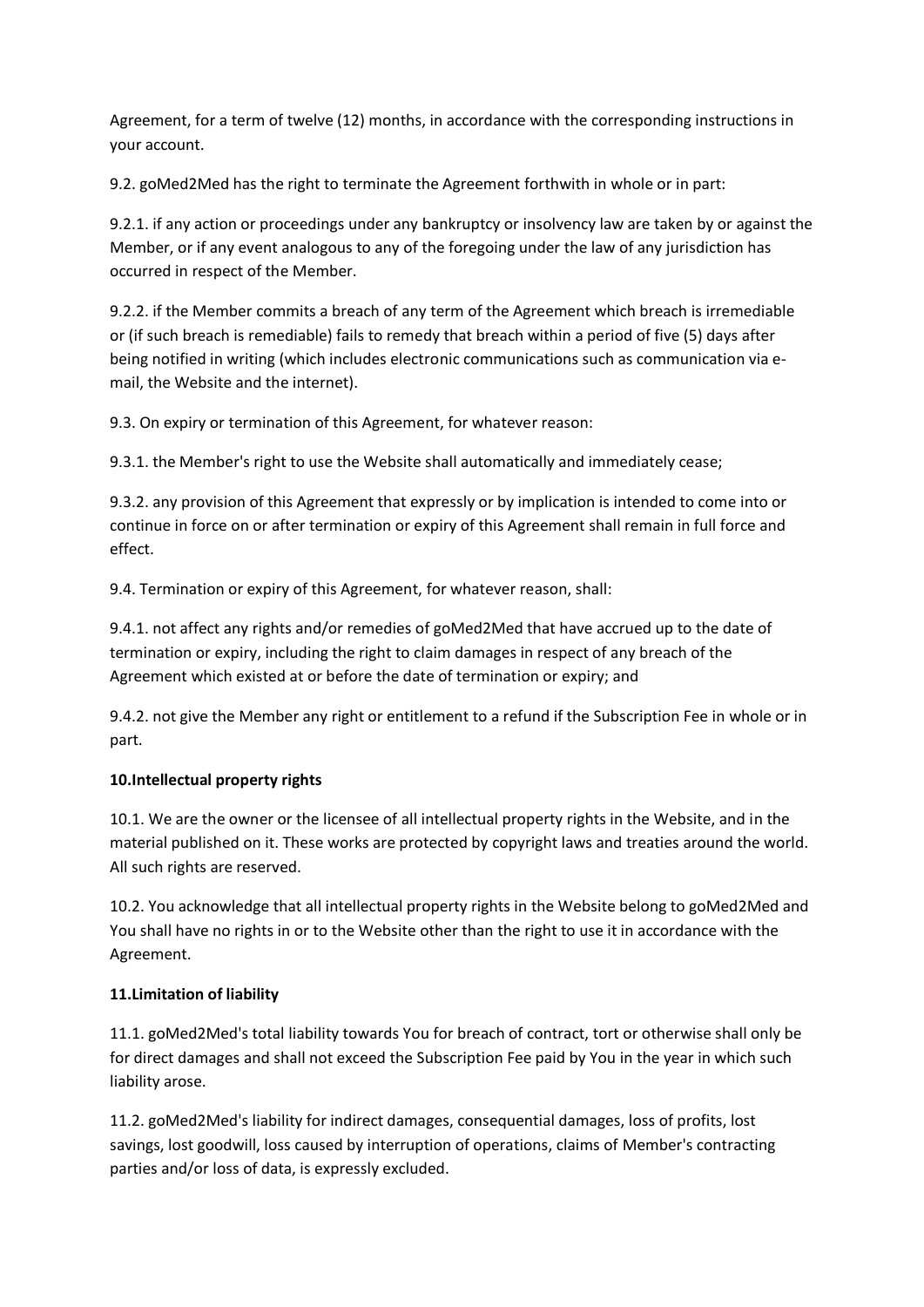Agreement, for a term of twelve (12) months, in accordance with the corresponding instructions in your account.

9.2. goMed2Med has the right to terminate the Agreement forthwith in whole or in part:

9.2.1. if any action or proceedings under any bankruptcy or insolvency law are taken by or against the Member, or if any event analogous to any of the foregoing under the law of any jurisdiction has occurred in respect of the Member.

9.2.2. if the Member commits a breach of any term of the Agreement which breach is irremediable or (if such breach is remediable) fails to remedy that breach within a period of five (5) days after being notified in writing (which includes electronic communications such as communication via e-mail, the Website and the internet).

9.3. On expiry or termination of this Agreement, for whatever reason:

9.3.1. the Member's right to use the Website shall automatically and immediately cease;

9.3.2. any provision of this Agreement that expressly or by implication is intended to come into or continue in force on or after termination or expiry of this Agreement shall remain in full force and effect.

9.4. Termination or expiry of this Agreement, for whatever reason, shall:

9.4.1. not affect any rights and/or remedies of goMed2Med that have accrued up to the date of termination or expiry, including the right to claim damages in respect of any breach of the Agreement which existed at or before the date of termination or expiry; and

9.4.2. not give the Member any right or entitlement to a refund if the Subscription Fee in whole or in part.

**10.Intellectual property rights**

10.1. We are the owner or the licensee of all intellectual property rights in the Website, and in the material published on it. These works are protected by copyright laws and treaties around the world. All such rights are reserved.

10.2. You acknowledge that all intellectual property rights in the Website belong to goMed2Med and You shall have no rights in or to the Website other than the right to use it in accordance with the Agreement.

**11.Limitation of liability**

11.1. goMed2Med's total liability towards You for breach of contract, tort or otherwise shall only be for direct damages and shall not exceed the Subscription Fee paid by You in the year in which such liability arose.

11.2. goMed2Med's liability for indirect damages, consequential damages, loss of profits, lost savings, lost goodwill, loss caused by interruption of operations, claims of Member's contracting parties and/or loss of data, is expressly excluded.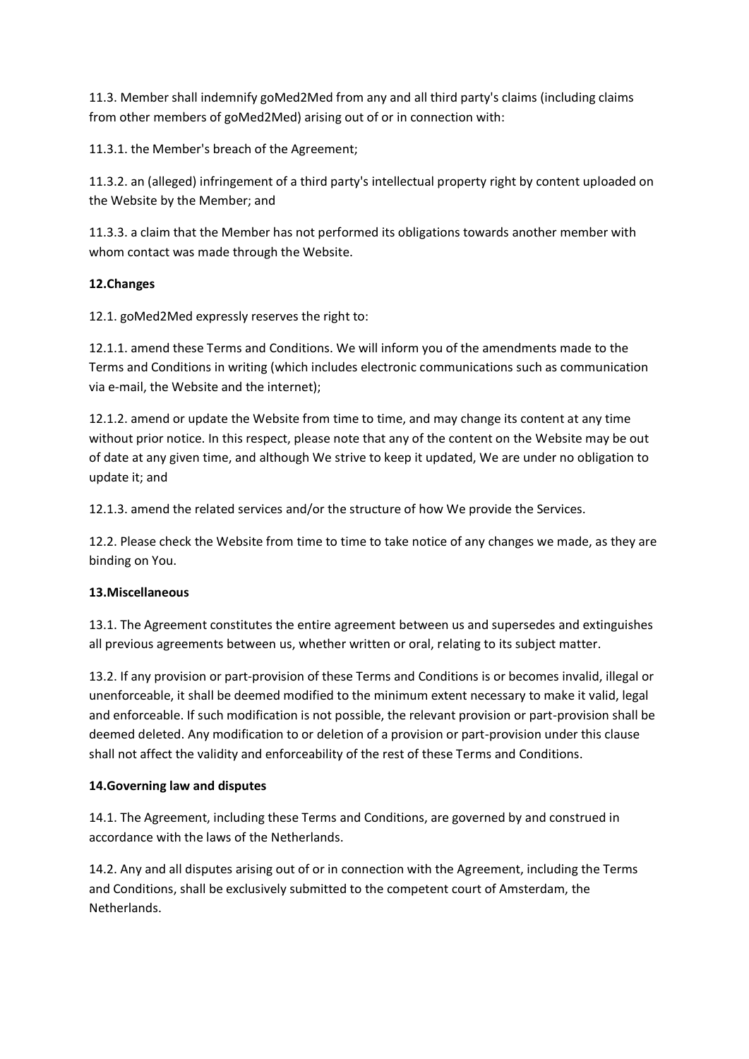11.3. Member shall indemnify goMed2Med from any and all third party's claims (including claims from other members of goMed2Med) arising out of or in connection with:

11.3.1. the Member's breach of the Agreement;

11.3.2. an (alleged) infringement of a third party's intellectual property right by content uploaded on the Website by the Member; and

11.3.3. a claim that the Member has not performed its obligations towards another member with whom contact was made through the Website.

**12.Changes**

12.1. goMed2Med expressly reserves the right to:

12.1.1. amend these Terms and Conditions. We will inform you of the amendments made to the Terms and Conditions in writing (which includes electronic communications such as communication via e-mail, the Website and the internet);

12.1.2. amend or update the Website from time to time, and may change its content at any time without prior notice. In this respect, please note that any of the content on the Website may be out of date at any given time, and although We strive to keep it updated, We are under no obligation to update it; and

12.1.3. amend the related services and/or the structure of how We provide the Services.

12.2. Please check the Website from time to time to take notice of any changes we made, as they are binding on You.

**13.Miscellaneous**

13.1. The Agreement constitutes the entire agreement between us and supersedes and extinguishes all previous agreements between us, whether written or oral, relating to its subject matter.

13.2. If any provision or part-provision of these Terms and Conditions is or becomes invalid, illegal or unenforceable, it shall be deemed modified to the minimum extent necessary to make it valid, legal and enforceable. If such modification is not possible, the relevant provision or part-provision shall be deemed deleted. Any modification to or deletion of a provision or part-provision under this clause shall not affect the validity and enforceability of the rest of these Terms and Conditions.

**14.Governing law and disputes**

14.1. The Agreement, including these Terms and Conditions, are governed by and construed in accordance with the laws of the Netherlands.

14.2. Any and all disputes arising out of or in connection with the Agreement, including the Terms and Conditions, shall be exclusively submitted to the competent court of Amsterdam, the Netherlands.